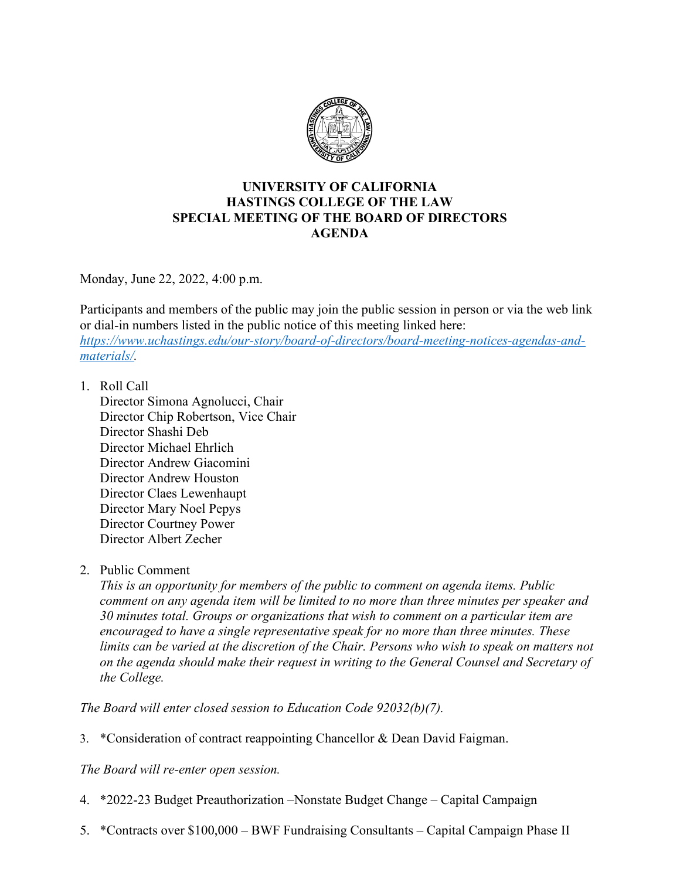# UNIVERSITY OF CALIFORNIA
# HASTINGS COLLEGE OF THE LAW
# SPECIAL MEETING OF THE BOARD OF DIRECTORS
# AGENDA

Monday, June 22, 2022, 4:00 p.m.

Participants and members of the public may join the public session in person or via the web link or dial-in numbers listed in the public notice of this meeting linked here: *https://www.uchastings.edu/our-story/board-of-directors/board-meeting-notices-agendas-and-materials/*.

1. Roll Call
   Director Simona Agnolucci, Chair
   Director Chip Robertson, Vice Chair
   Director Shashi Deb
   Director Michael Ehrlich
   Director Andrew Giacomini
   Director Andrew Houston
   Director Claes Lewenhaupt
   Director Mary Noel Pepys
   Director Courtney Power
   Director Albert Zecher

2. Public Comment
   *This is an opportunity for members of the public to comment on agenda items. Public comment on any agenda item will be limited to no more than three minutes per speaker and 30 minutes total. Groups or organizations that wish to comment on a particular item are encouraged to have a single representative speak for no more than three minutes. These limits can be varied at the discretion of the Chair. Persons who wish to speak on matters not on the agenda should make their request in writing to the General Counsel and Secretary of the College.*

*The Board will enter closed session to Education Code 92032(b)(7).*

3. *Consideration of contract reappointing Chancellor & Dean David Faigman.

*The Board will re-enter open session.*

4. *2022-23 Budget Preauthorization –Nonstate Budget Change – Capital Campaign

5. *Contracts over $100,000 – BWF Fundraising Consultants – Capital Campaign Phase II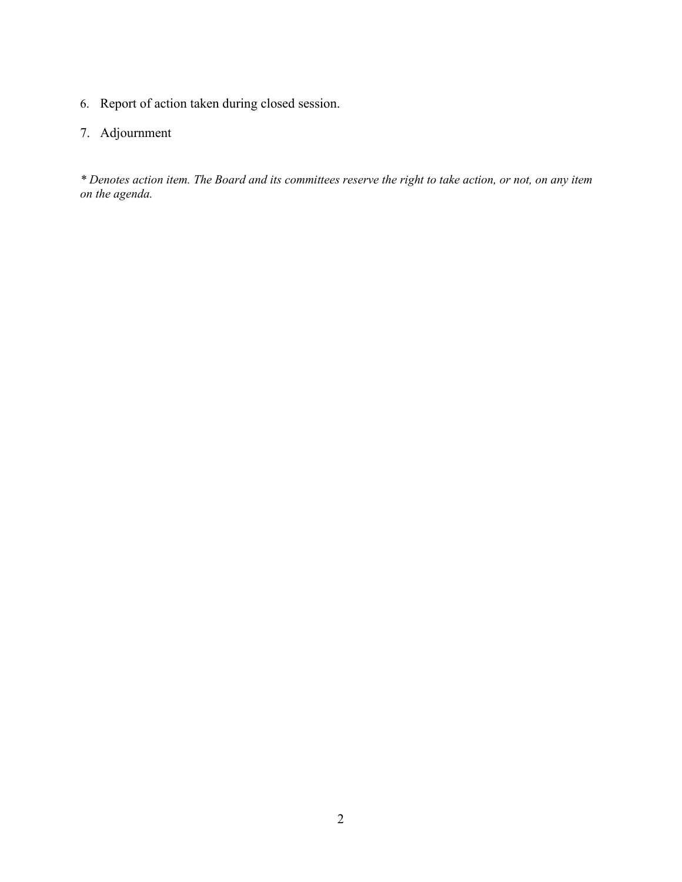6. Report of action taken during closed session.

7. Adjournment

*\* Denotes action item. The Board and its committees reserve the right to take action, or not, on any item on the agenda.*